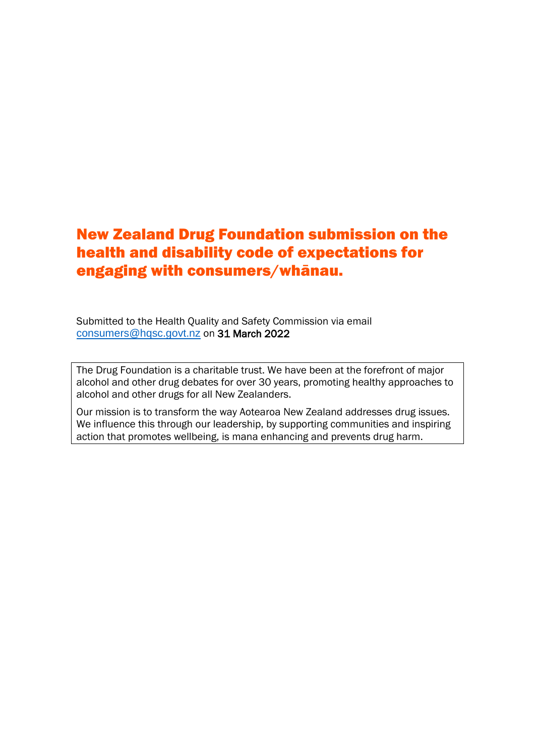# New Zealand Drug Foundation submission on the health and disability code of expectations for engaging with consumers/whānau.

Submitted to the Health Quality and Safety Commission via email [consumers@hqsc.govt.nz](mailto:consumers@hqsc.govt.nz) on 31 March 2022

The Drug Foundation is a charitable trust. We have been at the forefront of major alcohol and other drug debates for over 30 years, promoting healthy approaches to alcohol and other drugs for all New Zealanders.

Our mission is to transform the way Aotearoa New Zealand addresses drug issues. We influence this through our leadership, by supporting communities and inspiring action that promotes wellbeing, is mana enhancing and prevents drug harm.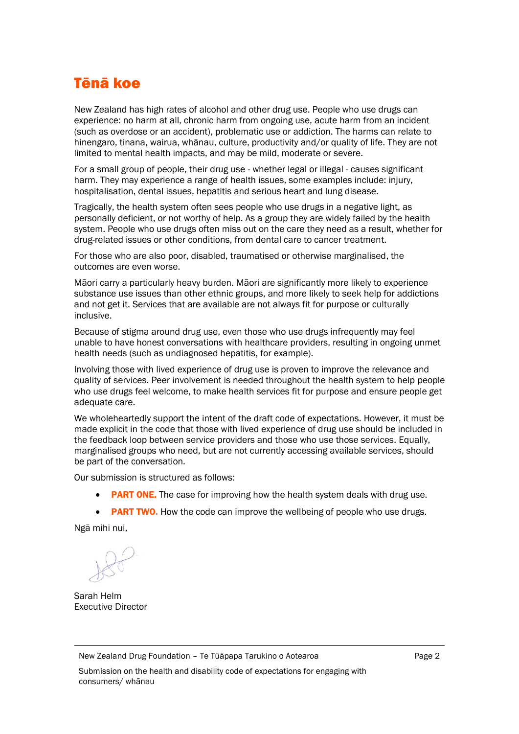# Tēnā koe

New Zealand has high rates of alcohol and other drug use. People who use drugs can experience: no harm at all, chronic harm from ongoing use, acute harm from an incident (such as overdose or an accident), problematic use or addiction. The harms can relate to hinengaro, tinana, wairua, whānau, culture, productivity and/or quality of life. They are not limited to mental health impacts, and may be mild, moderate or severe.

For a small group of people, their drug use - whether legal or illegal - causes significant harm. They may experience a range of health issues, some examples include: injury, hospitalisation, dental issues, hepatitis and serious heart and lung disease.

Tragically, the health system often sees people who use drugs in a negative light, as personally deficient, or not worthy of help. As a group they are widely failed by the health system. People who use drugs often miss out on the care they need as a result, whether for drug-related issues or other conditions, from dental care to cancer treatment.

For those who are also poor, disabled, traumatised or otherwise marginalised, the outcomes are even worse.

Māori carry a particularly heavy burden. Māori are significantly more likely to experience substance use issues than other ethnic groups, and more likely to seek help for addictions and not get it. Services that are available are not always fit for purpose or culturally inclusive.

Because of stigma around drug use, even those who use drugs infrequently may feel unable to have honest conversations with healthcare providers, resulting in ongoing unmet health needs (such as undiagnosed hepatitis, for example).

Involving those with lived experience of drug use is proven to improve the relevance and quality of services. Peer involvement is needed throughout the health system to help people who use drugs feel welcome, to make health services fit for purpose and ensure people get adequate care.

We wholeheartedly support the intent of the draft code of expectations. However, it must be made explicit in the code that those with lived experience of drug use should be included in the feedback loop between service providers and those who use those services. Equally, marginalised groups who need, but are not currently accessing available services, should be part of the conversation.

Our submission is structured as follows:

- **PART ONE.** The case for improving how the health system deals with drug use.
- **PART TWO.** How the code can improve the wellbeing of people who use drugs.

Ngā mihi nui,

Sarah Helm
Executive Director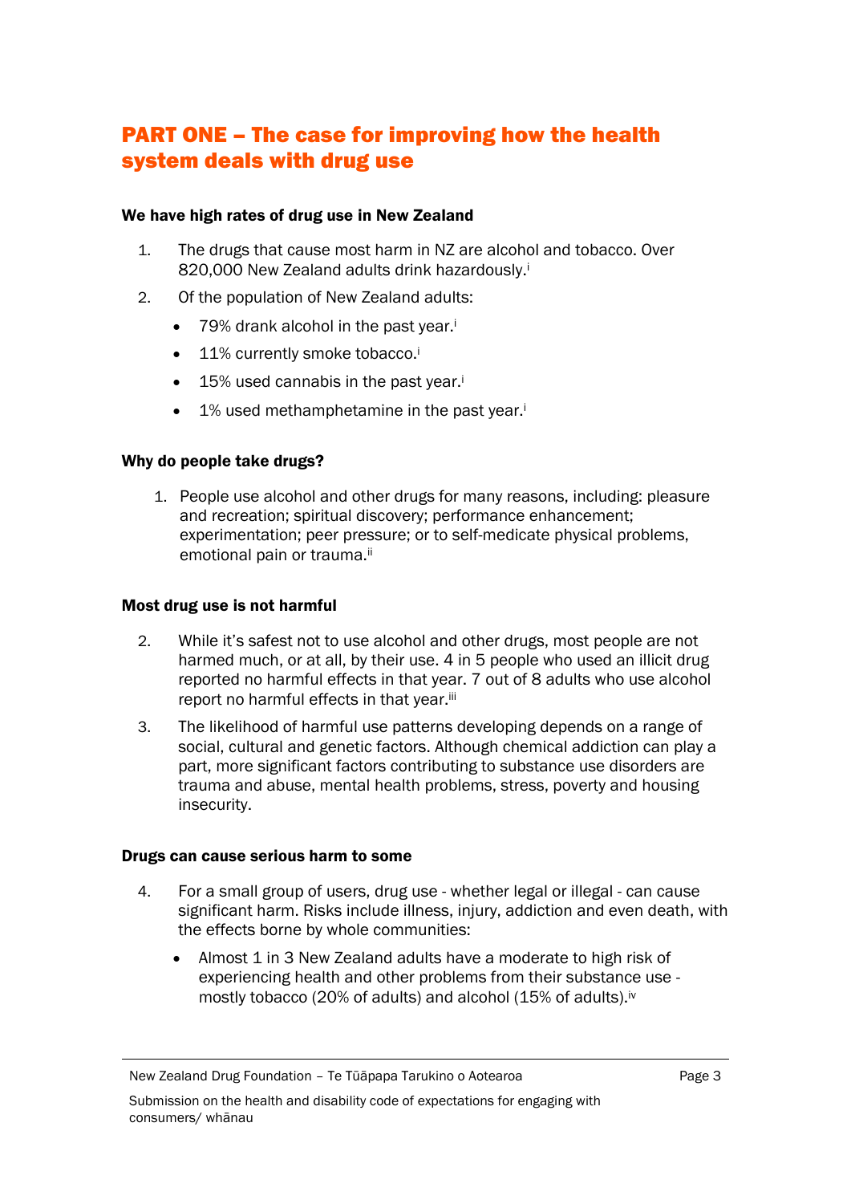# PART ONE – The case for improving how the health system deals with drug use

### We have high rates of drug use in New Zealand

1. The drugs that cause most harm in NZ are alcohol and tobacco. Over 820,000 New Zealand adults drink hazardously.[i]
2. Of the population of New Zealand adults:
   - 79% drank alcohol in the past year.[i]
   - 11% currently smoke tobacco.[i]
   - 15% used cannabis in the past year.[i]
   - 1% used methamphetamine in the past year.[i]

### Why do people take drugs?

1. People use alcohol and other drugs for many reasons, including: pleasure and recreation; spiritual discovery; performance enhancement; experimentation; peer pressure; or to self-medicate physical problems, emotional pain or trauma.[ii]

### Most drug use is not harmful

2. While it's safest not to use alcohol and other drugs, most people are not harmed much, or at all, by their use. 4 in 5 people who used an illicit drug reported no harmful effects in that year. 7 out of 8 adults who use alcohol report no harmful effects in that year.[iii]
3. The likelihood of harmful use patterns developing depends on a range of social, cultural and genetic factors. Although chemical addiction can play a part, more significant factors contributing to substance use disorders are trauma and abuse, mental health problems, stress, poverty and housing insecurity.

### Drugs can cause serious harm to some

4. For a small group of users, drug use - whether legal or illegal - can cause significant harm. Risks include illness, injury, addiction and even death, with the effects borne by whole communities:
   - Almost 1 in 3 New Zealand adults have a moderate to high risk of experiencing health and other problems from their substance use - mostly tobacco (20% of adults) and alcohol (15% of adults).[iv]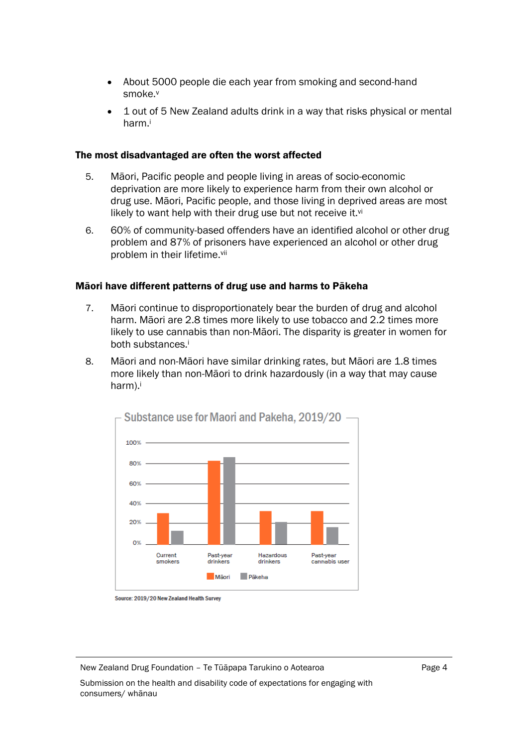- About 5000 people die each year from smoking and second-hand smoke.[v]
- 1 out of 5 New Zealand adults drink in a way that risks physical or mental harm.[i]

### The most disadvantaged are often the worst affected

5. Māori, Pacific people and people living in areas of socio-economic deprivation are more likely to experience harm from their own alcohol or drug use. Māori, Pacific people, and those living in deprived areas are most likely to want help with their drug use but not receive it.[vi]

6. 60% of community-based offenders have an identified alcohol or other drug problem and 87% of prisoners have experienced an alcohol or other drug problem in their lifetime.[vii]

### Māori have different patterns of drug use and harms to Pākeha

7. Māori continue to disproportionately bear the burden of drug and alcohol harm. Māori are 2.8 times more likely to use tobacco and 2.2 times more likely to use cannabis than non-Māori. The disparity is greater in women for both substances.[i]

8. Māori and non-Māori have similar drinking rates, but Māori are 1.8 times more likely than non-Māori to drink hazardously (in a way that may cause harm).[i]

**Substance use for Maori and Pakeha, 2019/20**

Categories: Current smokers, Past-year drinkers, Hazardous drinkers, Past-year cannabis user (Māori, Pākeha)

Source: 2019/20 New Zealand Health Survey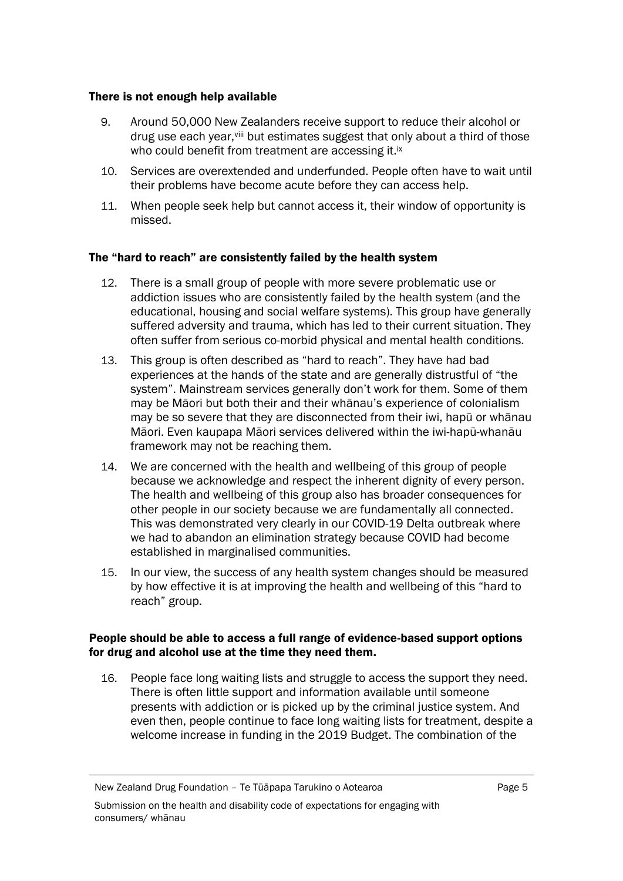### There is not enough help available

9. Around 50,000 New Zealanders receive support to reduce their alcohol or drug use each year,[viii] but estimates suggest that only about a third of those who could benefit from treatment are accessing it.[ix]
10. Services are overextended and underfunded. People often have to wait until their problems have become acute before they can access help.
11. When people seek help but cannot access it, their window of opportunity is missed.

### The "hard to reach" are consistently failed by the health system

12. There is a small group of people with more severe problematic use or addiction issues who are consistently failed by the health system (and the educational, housing and social welfare systems). This group have generally suffered adversity and trauma, which has led to their current situation. They often suffer from serious co-morbid physical and mental health conditions.
13. This group is often described as "hard to reach". They have had bad experiences at the hands of the state and are generally distrustful of "the system". Mainstream services generally don't work for them. Some of them may be Māori but both their and their whānau's experience of colonialism may be so severe that they are disconnected from their iwi, hapū or whānau Māori. Even kaupapa Māori services delivered within the iwi-hapū-whanāu framework may not be reaching them.
14. We are concerned with the health and wellbeing of this group of people because we acknowledge and respect the inherent dignity of every person. The health and wellbeing of this group also has broader consequences for other people in our society because we are fundamentally all connected. This was demonstrated very clearly in our COVID-19 Delta outbreak where we had to abandon an elimination strategy because COVID had become established in marginalised communities.
15. In our view, the success of any health system changes should be measured by how effective it is at improving the health and wellbeing of this "hard to reach" group.

### People should be able to access a full range of evidence-based support options for drug and alcohol use at the time they need them.

16. People face long waiting lists and struggle to access the support they need. There is often little support and information available until someone presents with addiction or is picked up by the criminal justice system. And even then, people continue to face long waiting lists for treatment, despite a welcome increase in funding in the 2019 Budget. The combination of the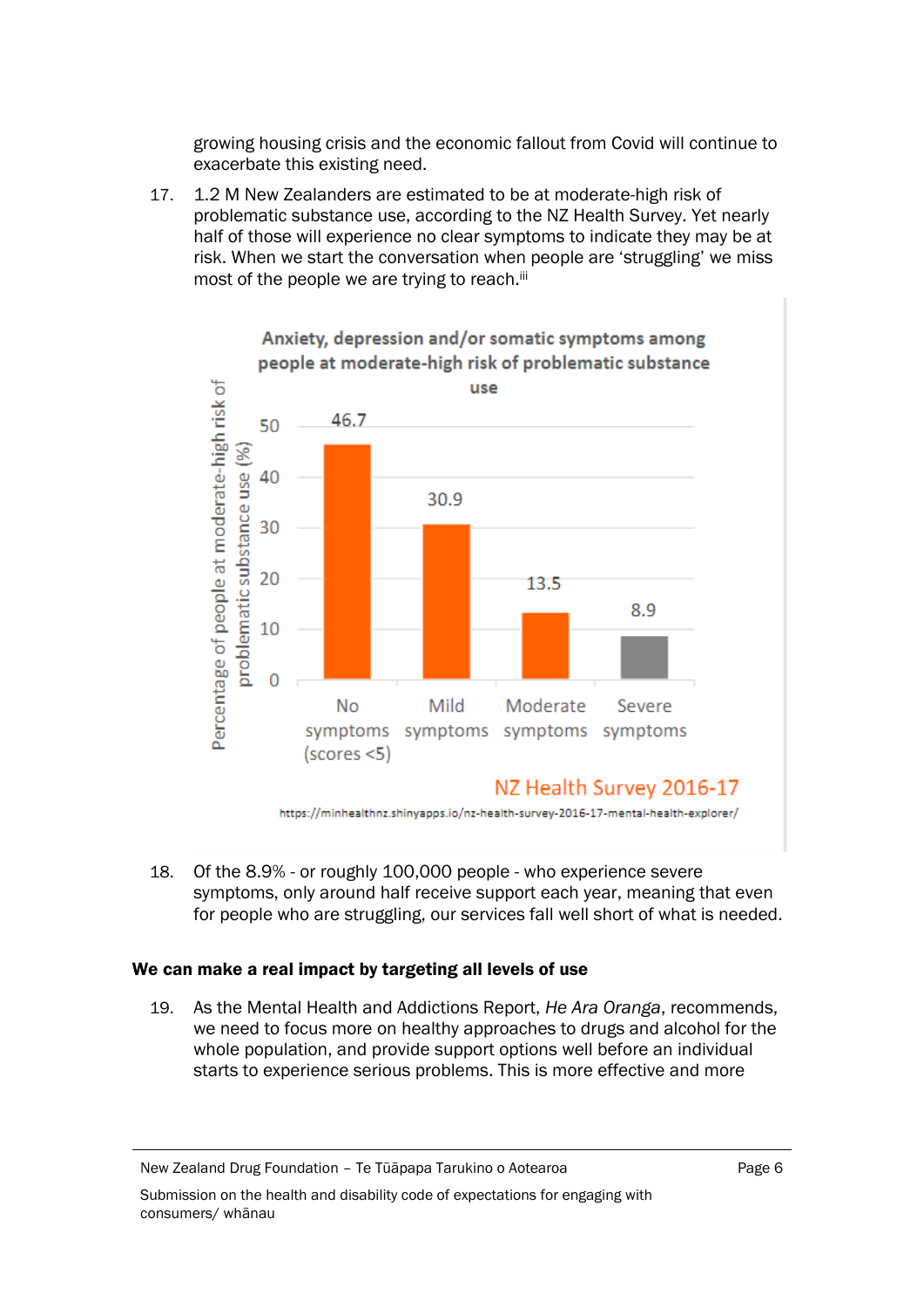growing housing crisis and the economic fallout from Covid will continue to exacerbate this existing need.

17. 1.2 M New Zealanders are estimated to be at moderate-high risk of problematic substance use, according to the NZ Health Survey. Yet nearly half of those will experience no clear symptoms to indicate they may be at risk. When we start the conversation when people are 'struggling' we miss most of the people we are trying to reach.[iii]

**Anxiety, depression and/or somatic symptoms among people at moderate-high risk of problematic substance use**

| Symptoms | Percentage of people at moderate-high risk of problematic substance use (%) |
|---|---|
| No symptoms (scores <5) | 46.7 |
| Mild symptoms | 30.9 |
| Moderate symptoms | 13.5 |
| Severe symptoms | 8.9 |

NZ Health Survey 2016-17

https://minhealthnz.shinyapps.io/nz-health-survey-2016-17-mental-health-explorer/

18. Of the 8.9% - or roughly 100,000 people - who experience severe symptoms, only around half receive support each year, meaning that even for people who are struggling, our services fall well short of what is needed.

**We can make a real impact by targeting all levels of use**

19. As the Mental Health and Addictions Report, *He Ara Oranga*, recommends, we need to focus more on healthy approaches to drugs and alcohol for the whole population, and provide support options well before an individual starts to experience serious problems. This is more effective and more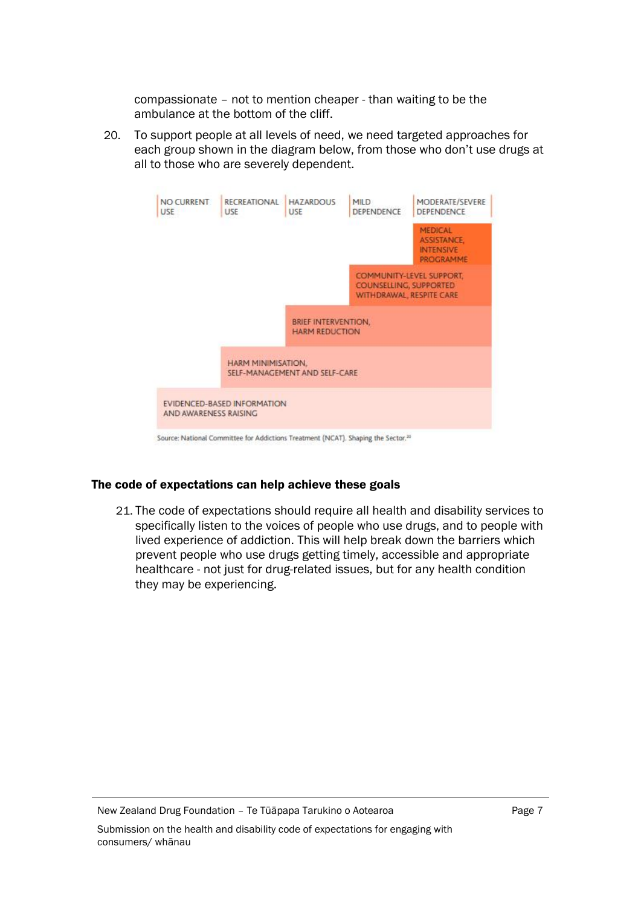compassionate – not to mention cheaper - than waiting to be the ambulance at the bottom of the cliff.

20. To support people at all levels of need, we need targeted approaches for each group shown in the diagram below, from those who don't use drugs at all to those who are severely dependent.

| NO CURRENT USE | RECREATIONAL USE | HAZARDOUS USE | MILD DEPENDENCE | MODERATE/SEVERE DEPENDENCE |
|---|---|---|---|---|
| | | | | MEDICAL ASSISTANCE, INTENSIVE PROGRAMME |
| | | | COMMUNITY-LEVEL SUPPORT, COUNSELLING, SUPPORTED WITHDRAWAL, RESPITE CARE | |
| | | BRIEF INTERVENTION, HARM REDUCTION | | |
| | HARM MINIMISATION, SELF-MANAGEMENT AND SELF-CARE | | | |
| EVIDENCED-BASED INFORMATION AND AWARENESS RAISING | | | | |

Source: National Committee for Addictions Treatment (NCAT). Shaping the Sector.[20]

### The code of expectations can help achieve these goals

21. The code of expectations should require all health and disability services to specifically listen to the voices of people who use drugs, and to people with lived experience of addiction. This will help break down the barriers which prevent people who use drugs getting timely, accessible and appropriate healthcare - not just for drug-related issues, but for any health condition they may be experiencing.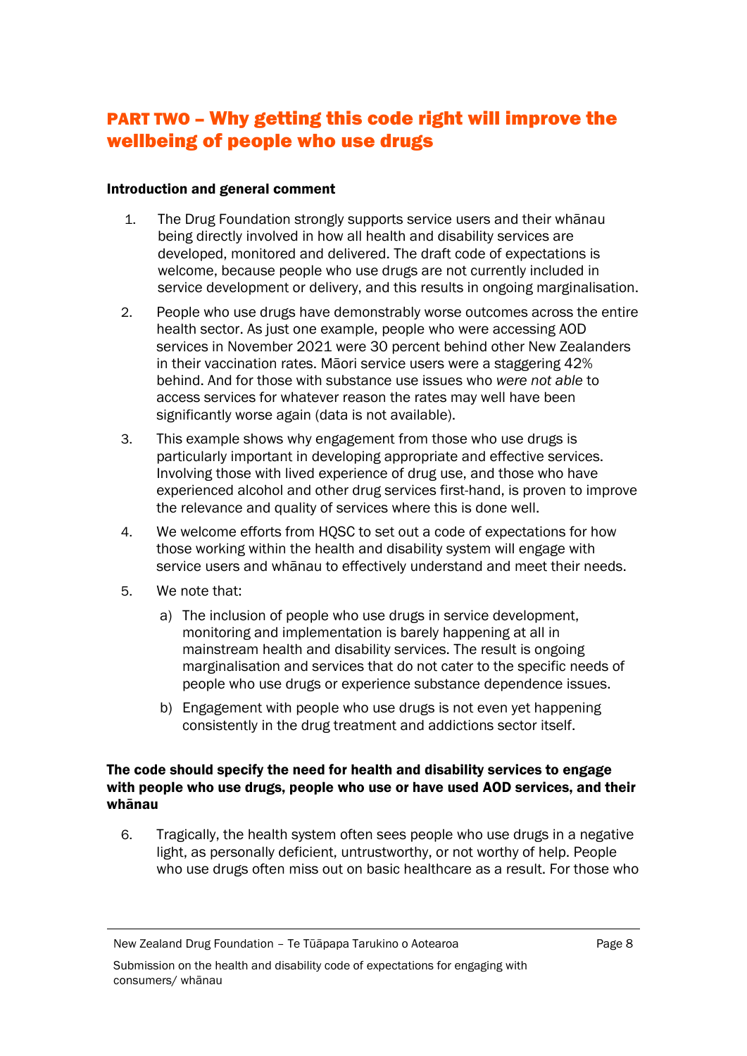# PART TWO – Why getting this code right will improve the wellbeing of people who use drugs

### Introduction and general comment

1. The Drug Foundation strongly supports service users and their whānau being directly involved in how all health and disability services are developed, monitored and delivered. The draft code of expectations is welcome, because people who use drugs are not currently included in service development or delivery, and this results in ongoing marginalisation.
2. People who use drugs have demonstrably worse outcomes across the entire health sector. As just one example, people who were accessing AOD services in November 2021 were 30 percent behind other New Zealanders in their vaccination rates. Māori service users were a staggering 42% behind. And for those with substance use issues who *were not able* to access services for whatever reason the rates may well have been significantly worse again (data is not available).
3. This example shows why engagement from those who use drugs is particularly important in developing appropriate and effective services. Involving those with lived experience of drug use, and those who have experienced alcohol and other drug services first-hand, is proven to improve the relevance and quality of services where this is done well.
4. We welcome efforts from HQSC to set out a code of expectations for how those working within the health and disability system will engage with service users and whānau to effectively understand and meet their needs.
5. We note that:
   a) The inclusion of people who use drugs in service development, monitoring and implementation is barely happening at all in mainstream health and disability services. The result is ongoing marginalisation and services that do not cater to the specific needs of people who use drugs or experience substance dependence issues.
   b) Engagement with people who use drugs is not even yet happening consistently in the drug treatment and addictions sector itself.

### The code should specify the need for health and disability services to engage with people who use drugs, people who use or have used AOD services, and their whānau

6. Tragically, the health system often sees people who use drugs in a negative light, as personally deficient, untrustworthy, or not worthy of help. People who use drugs often miss out on basic healthcare as a result. For those who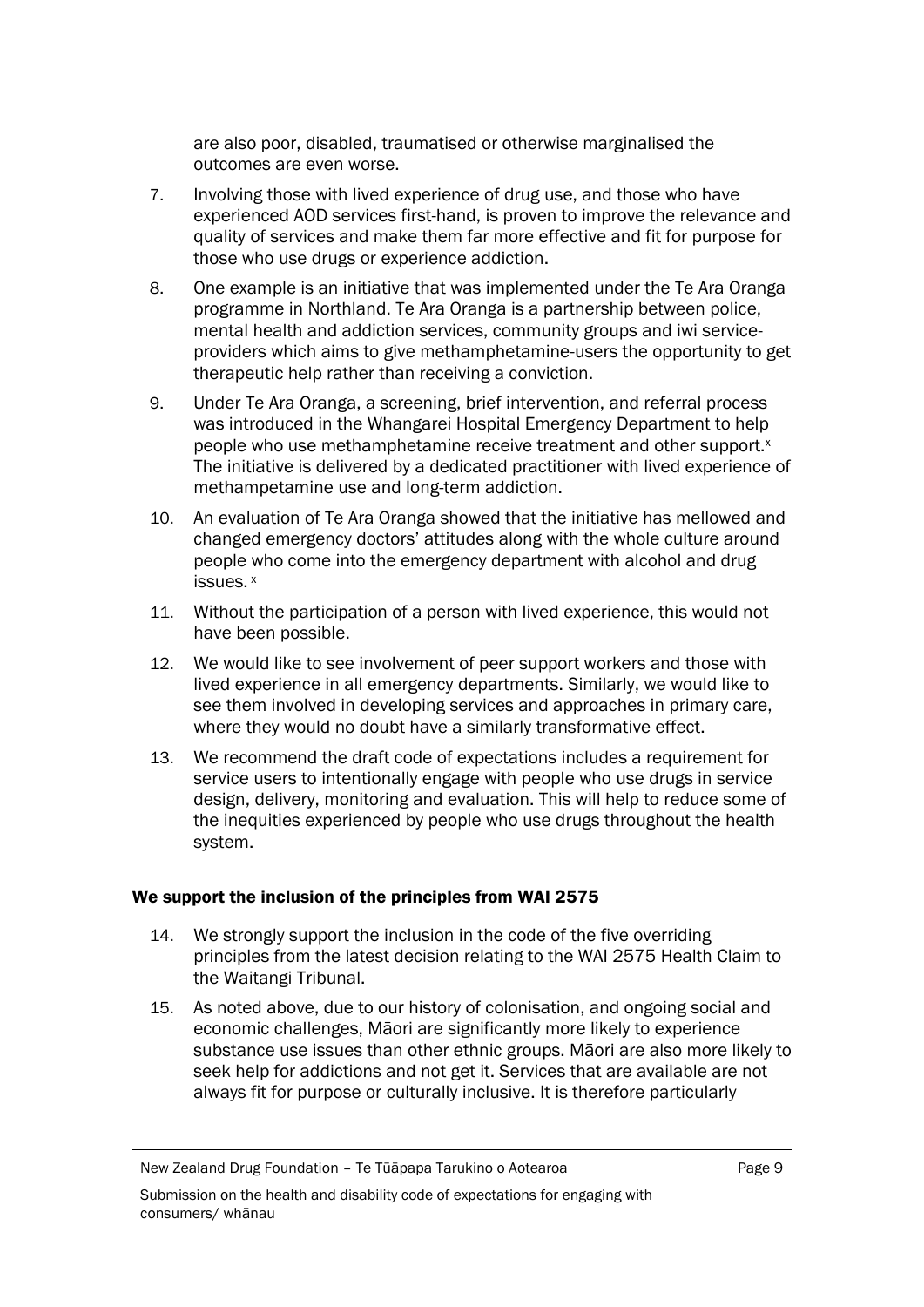are also poor, disabled, traumatised or otherwise marginalised the outcomes are even worse.

7. Involving those with lived experience of drug use, and those who have experienced AOD services first-hand, is proven to improve the relevance and quality of services and make them far more effective and fit for purpose for those who use drugs or experience addiction.

8. One example is an initiative that was implemented under the Te Ara Oranga programme in Northland. Te Ara Oranga is a partnership between police, mental health and addiction services, community groups and iwi service-providers which aims to give methamphetamine-users the opportunity to get therapeutic help rather than receiving a conviction.

9. Under Te Ara Oranga, a screening, brief intervention, and referral process was introduced in the Whangarei Hospital Emergency Department to help people who use methamphetamine receive treatment and other support.[x] The initiative is delivered by a dedicated practitioner with lived experience of methampetamine use and long-term addiction.

10. An evaluation of Te Ara Oranga showed that the initiative has mellowed and changed emergency doctors' attitudes along with the whole culture around people who come into the emergency department with alcohol and drug issues.[x]

11. Without the participation of a person with lived experience, this would not have been possible.

12. We would like to see involvement of peer support workers and those with lived experience in all emergency departments. Similarly, we would like to see them involved in developing services and approaches in primary care, where they would no doubt have a similarly transformative effect.

13. We recommend the draft code of expectations includes a requirement for service users to intentionally engage with people who use drugs in service design, delivery, monitoring and evaluation. This will help to reduce some of the inequities experienced by people who use drugs throughout the health system.

## We support the inclusion of the principles from WAI 2575

14. We strongly support the inclusion in the code of the five overriding principles from the latest decision relating to the WAI 2575 Health Claim to the Waitangi Tribunal.

15. As noted above, due to our history of colonisation, and ongoing social and economic challenges, Māori are significantly more likely to experience substance use issues than other ethnic groups. Māori are also more likely to seek help for addictions and not get it. Services that are available are not always fit for purpose or culturally inclusive. It is therefore particularly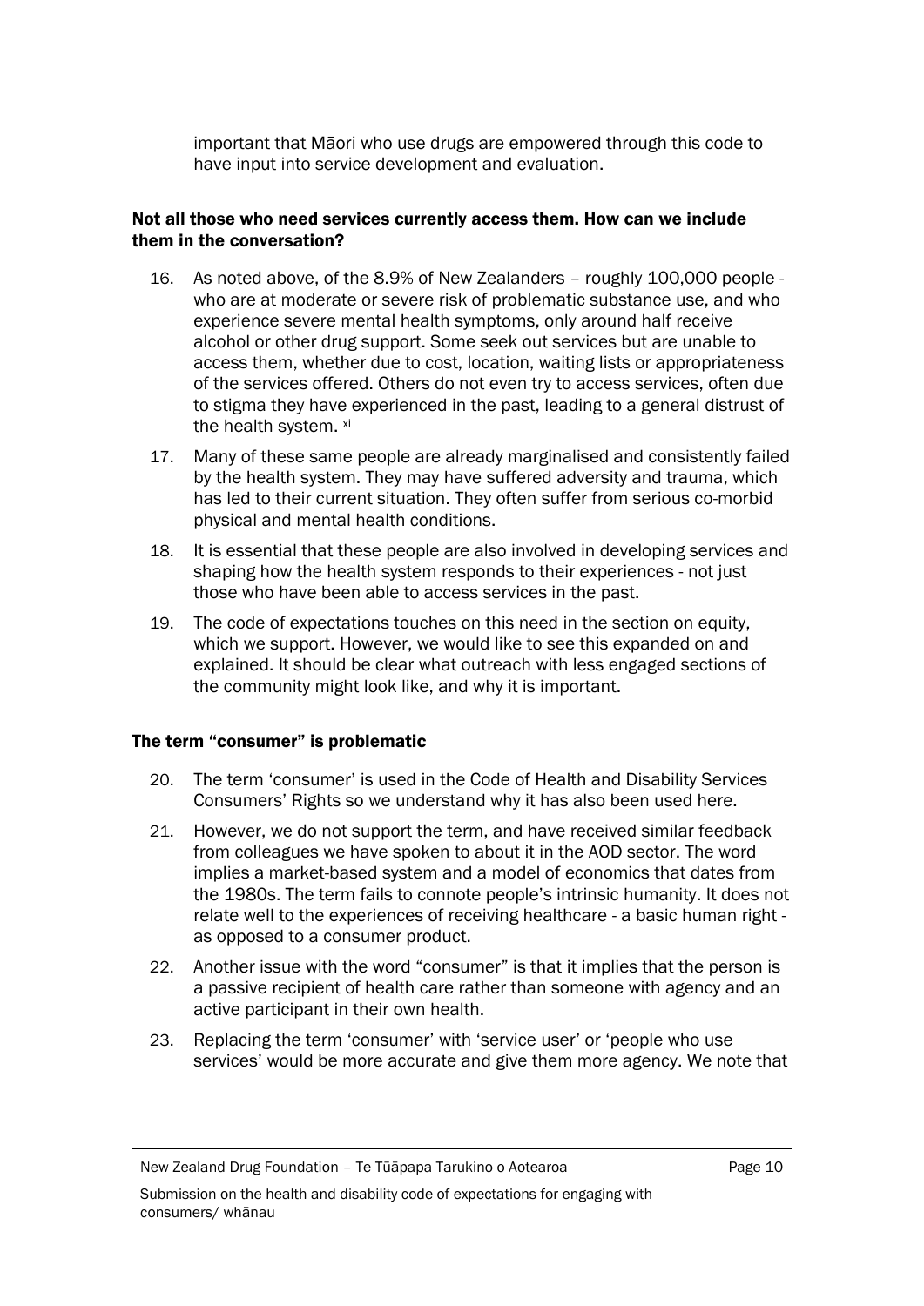important that Māori who use drugs are empowered through this code to have input into service development and evaluation.

### Not all those who need services currently access them. How can we include them in the conversation?

16. As noted above, of the 8.9% of New Zealanders – roughly 100,000 people - who are at moderate or severe risk of problematic substance use, and who experience severe mental health symptoms, only around half receive alcohol or other drug support. Some seek out services but are unable to access them, whether due to cost, location, waiting lists or appropriateness of the services offered. Others do not even try to access services, often due to stigma they have experienced in the past, leading to a general distrust of the health system. [xi]
17. Many of these same people are already marginalised and consistently failed by the health system. They may have suffered adversity and trauma, which has led to their current situation. They often suffer from serious co-morbid physical and mental health conditions.
18. It is essential that these people are also involved in developing services and shaping how the health system responds to their experiences - not just those who have been able to access services in the past.
19. The code of expectations touches on this need in the section on equity, which we support. However, we would like to see this expanded on and explained. It should be clear what outreach with less engaged sections of the community might look like, and why it is important.

### The term "consumer" is problematic

20. The term 'consumer' is used in the Code of Health and Disability Services Consumers' Rights so we understand why it has also been used here.
21. However, we do not support the term, and have received similar feedback from colleagues we have spoken to about it in the AOD sector. The word implies a market-based system and a model of economics that dates from the 1980s. The term fails to connote people's intrinsic humanity. It does not relate well to the experiences of receiving healthcare - a basic human right - as opposed to a consumer product.
22. Another issue with the word "consumer" is that it implies that the person is a passive recipient of health care rather than someone with agency and an active participant in their own health.
23. Replacing the term 'consumer' with 'service user' or 'people who use services' would be more accurate and give them more agency. We note that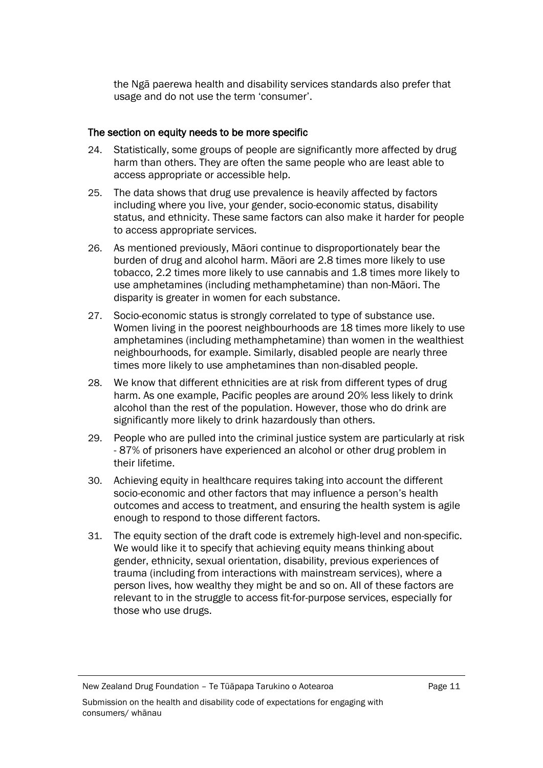the Ngā paerewa health and disability services standards also prefer that usage and do not use the term 'consumer'.

### The section on equity needs to be more specific

24. Statistically, some groups of people are significantly more affected by drug harm than others. They are often the same people who are least able to access appropriate or accessible help.
25. The data shows that drug use prevalence is heavily affected by factors including where you live, your gender, socio-economic status, disability status, and ethnicity. These same factors can also make it harder for people to access appropriate services.
26. As mentioned previously, Māori continue to disproportionately bear the burden of drug and alcohol harm. Māori are 2.8 times more likely to use tobacco, 2.2 times more likely to use cannabis and 1.8 times more likely to use amphetamines (including methamphetamine) than non-Māori. The disparity is greater in women for each substance.
27. Socio-economic status is strongly correlated to type of substance use. Women living in the poorest neighbourhoods are 18 times more likely to use amphetamines (including methamphetamine) than women in the wealthiest neighbourhoods, for example. Similarly, disabled people are nearly three times more likely to use amphetamines than non-disabled people.
28. We know that different ethnicities are at risk from different types of drug harm. As one example, Pacific peoples are around 20% less likely to drink alcohol than the rest of the population. However, those who do drink are significantly more likely to drink hazardously than others.
29. People who are pulled into the criminal justice system are particularly at risk - 87% of prisoners have experienced an alcohol or other drug problem in their lifetime.
30. Achieving equity in healthcare requires taking into account the different socio-economic and other factors that may influence a person's health outcomes and access to treatment, and ensuring the health system is agile enough to respond to those different factors.
31. The equity section of the draft code is extremely high-level and non-specific. We would like it to specify that achieving equity means thinking about gender, ethnicity, sexual orientation, disability, previous experiences of trauma (including from interactions with mainstream services), where a person lives, how wealthy they might be and so on. All of these factors are relevant to in the struggle to access fit-for-purpose services, especially for those who use drugs.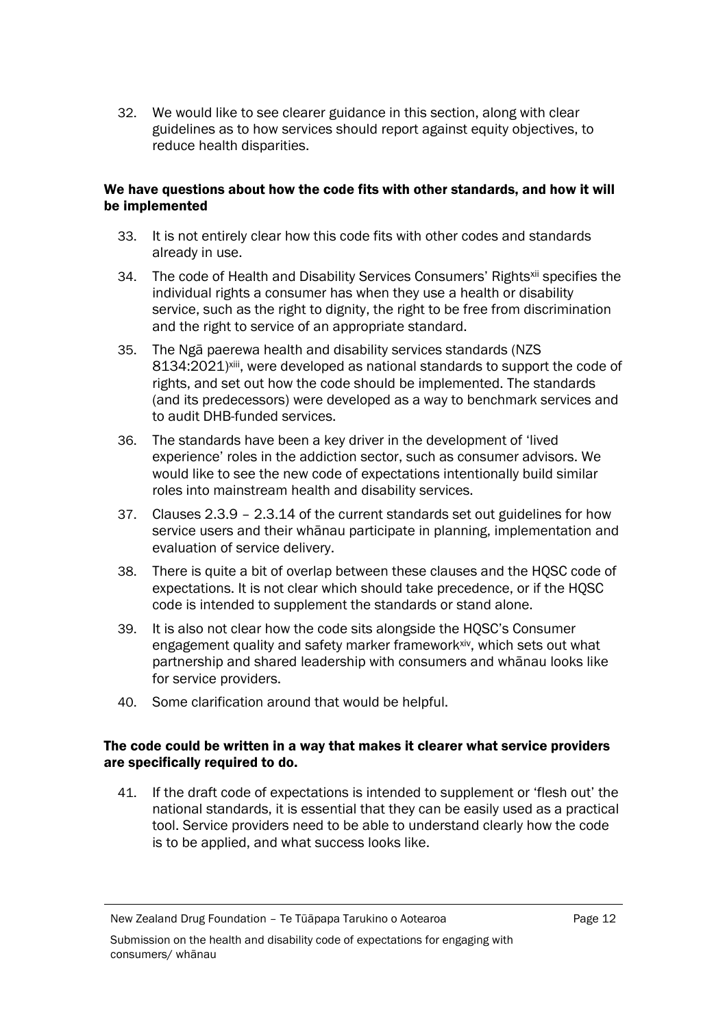32. We would like to see clearer guidance in this section, along with clear guidelines as to how services should report against equity objectives, to reduce health disparities.

**We have questions about how the code fits with other standards, and how it will be implemented**

33. It is not entirely clear how this code fits with other codes and standards already in use.

34. The code of Health and Disability Services Consumers' Rights[xii] specifies the individual rights a consumer has when they use a health or disability service, such as the right to dignity, the right to be free from discrimination and the right to service of an appropriate standard.

35. The Ngā paerewa health and disability services standards (NZS 8134:2021)[xiii], were developed as national standards to support the code of rights, and set out how the code should be implemented. The standards (and its predecessors) were developed as a way to benchmark services and to audit DHB-funded services.

36. The standards have been a key driver in the development of 'lived experience' roles in the addiction sector, such as consumer advisors. We would like to see the new code of expectations intentionally build similar roles into mainstream health and disability services.

37. Clauses 2.3.9 – 2.3.14 of the current standards set out guidelines for how service users and their whānau participate in planning, implementation and evaluation of service delivery.

38. There is quite a bit of overlap between these clauses and the HQSC code of expectations. It is not clear which should take precedence, or if the HQSC code is intended to supplement the standards or stand alone.

39. It is also not clear how the code sits alongside the HQSC's Consumer engagement quality and safety marker framework[xiv], which sets out what partnership and shared leadership with consumers and whānau looks like for service providers.

40. Some clarification around that would be helpful.

**The code could be written in a way that makes it clearer what service providers are specifically required to do.**

41. If the draft code of expectations is intended to supplement or 'flesh out' the national standards, it is essential that they can be easily used as a practical tool. Service providers need to be able to understand clearly how the code is to be applied, and what success looks like.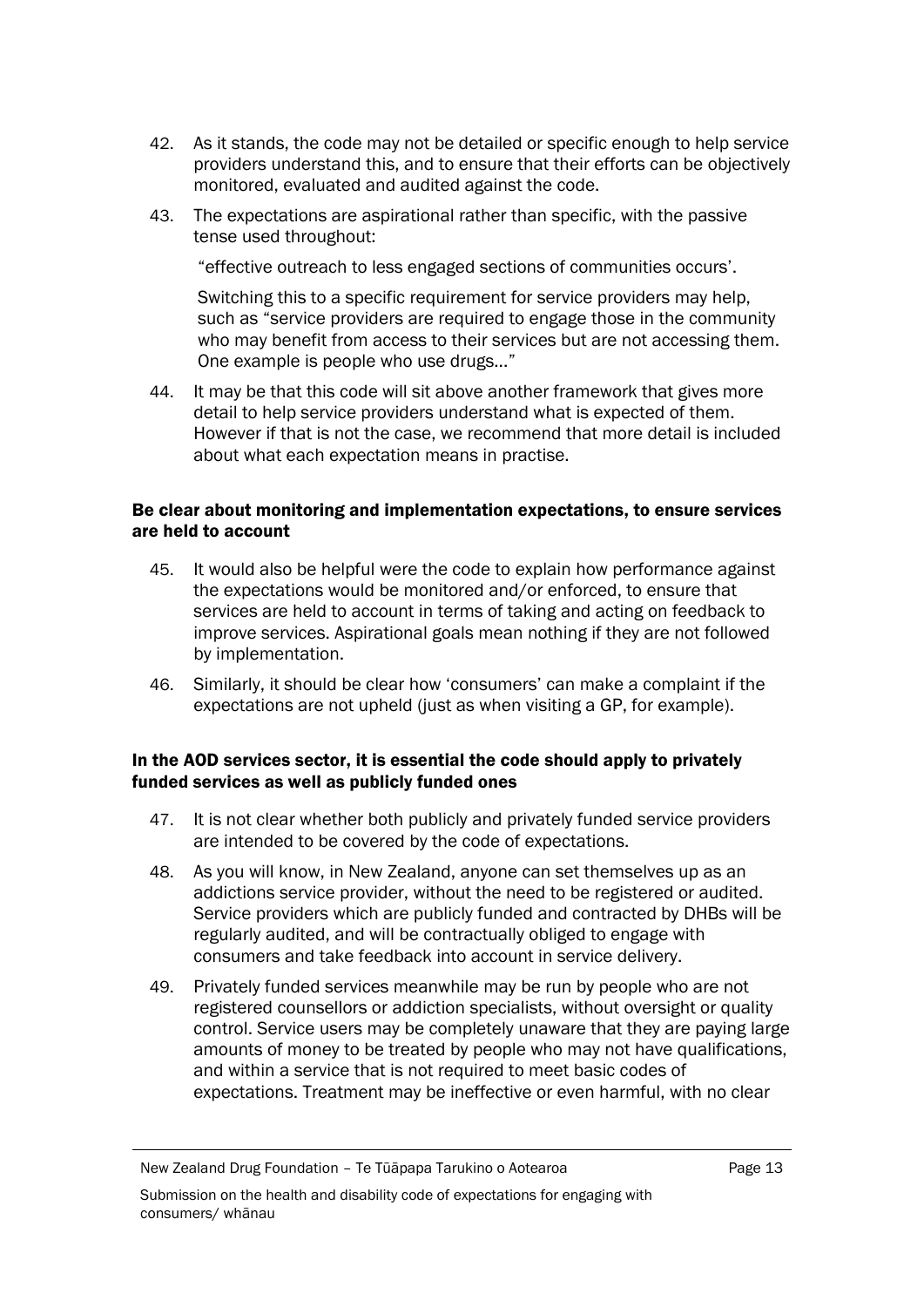42. As it stands, the code may not be detailed or specific enough to help service providers understand this, and to ensure that their efforts can be objectively monitored, evaluated and audited against the code.

43. The expectations are aspirational rather than specific, with the passive tense used throughout:

    "effective outreach to less engaged sections of communities occurs'.

    Switching this to a specific requirement for service providers may help, such as "service providers are required to engage those in the community who may benefit from access to their services but are not accessing them. One example is people who use drugs…"

44. It may be that this code will sit above another framework that gives more detail to help service providers understand what is expected of them. However if that is not the case, we recommend that more detail is included about what each expectation means in practise.

### Be clear about monitoring and implementation expectations, to ensure services are held to account

45. It would also be helpful were the code to explain how performance against the expectations would be monitored and/or enforced, to ensure that services are held to account in terms of taking and acting on feedback to improve services. Aspirational goals mean nothing if they are not followed by implementation.

46. Similarly, it should be clear how 'consumers' can make a complaint if the expectations are not upheld (just as when visiting a GP, for example).

### In the AOD services sector, it is essential the code should apply to privately funded services as well as publicly funded ones

47. It is not clear whether both publicly and privately funded service providers are intended to be covered by the code of expectations.

48. As you will know, in New Zealand, anyone can set themselves up as an addictions service provider, without the need to be registered or audited. Service providers which are publicly funded and contracted by DHBs will be regularly audited, and will be contractually obliged to engage with consumers and take feedback into account in service delivery.

49. Privately funded services meanwhile may be run by people who are not registered counsellors or addiction specialists, without oversight or quality control. Service users may be completely unaware that they are paying large amounts of money to be treated by people who may not have qualifications, and within a service that is not required to meet basic codes of expectations. Treatment may be ineffective or even harmful, with no clear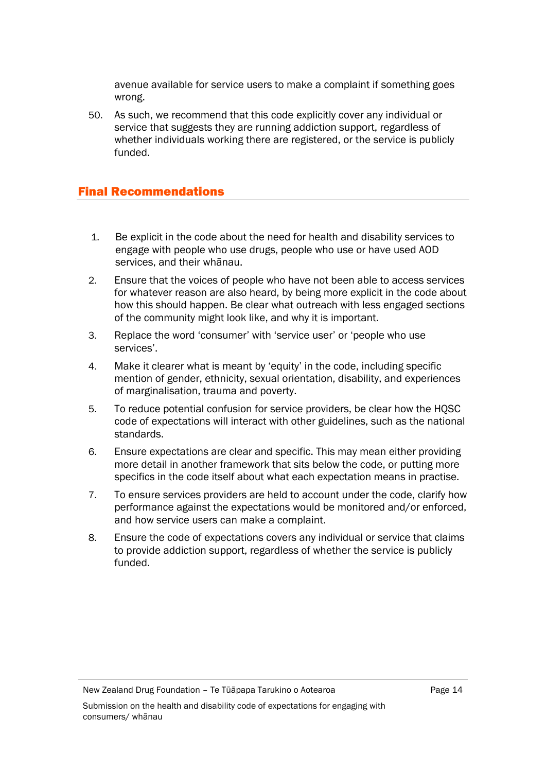avenue available for service users to make a complaint if something goes wrong.

50. As such, we recommend that this code explicitly cover any individual or service that suggests they are running addiction support, regardless of whether individuals working there are registered, or the service is publicly funded.

## Final Recommendations

1. Be explicit in the code about the need for health and disability services to engage with people who use drugs, people who use or have used AOD services, and their whānau.
2. Ensure that the voices of people who have not been able to access services for whatever reason are also heard, by being more explicit in the code about how this should happen. Be clear what outreach with less engaged sections of the community might look like, and why it is important.
3. Replace the word 'consumer' with 'service user' or 'people who use services'.
4. Make it clearer what is meant by 'equity' in the code, including specific mention of gender, ethnicity, sexual orientation, disability, and experiences of marginalisation, trauma and poverty.
5. To reduce potential confusion for service providers, be clear how the HQSC code of expectations will interact with other guidelines, such as the national standards.
6. Ensure expectations are clear and specific. This may mean either providing more detail in another framework that sits below the code, or putting more specifics in the code itself about what each expectation means in practise.
7. To ensure services providers are held to account under the code, clarify how performance against the expectations would be monitored and/or enforced, and how service users can make a complaint.
8. Ensure the code of expectations covers any individual or service that claims to provide addiction support, regardless of whether the service is publicly funded.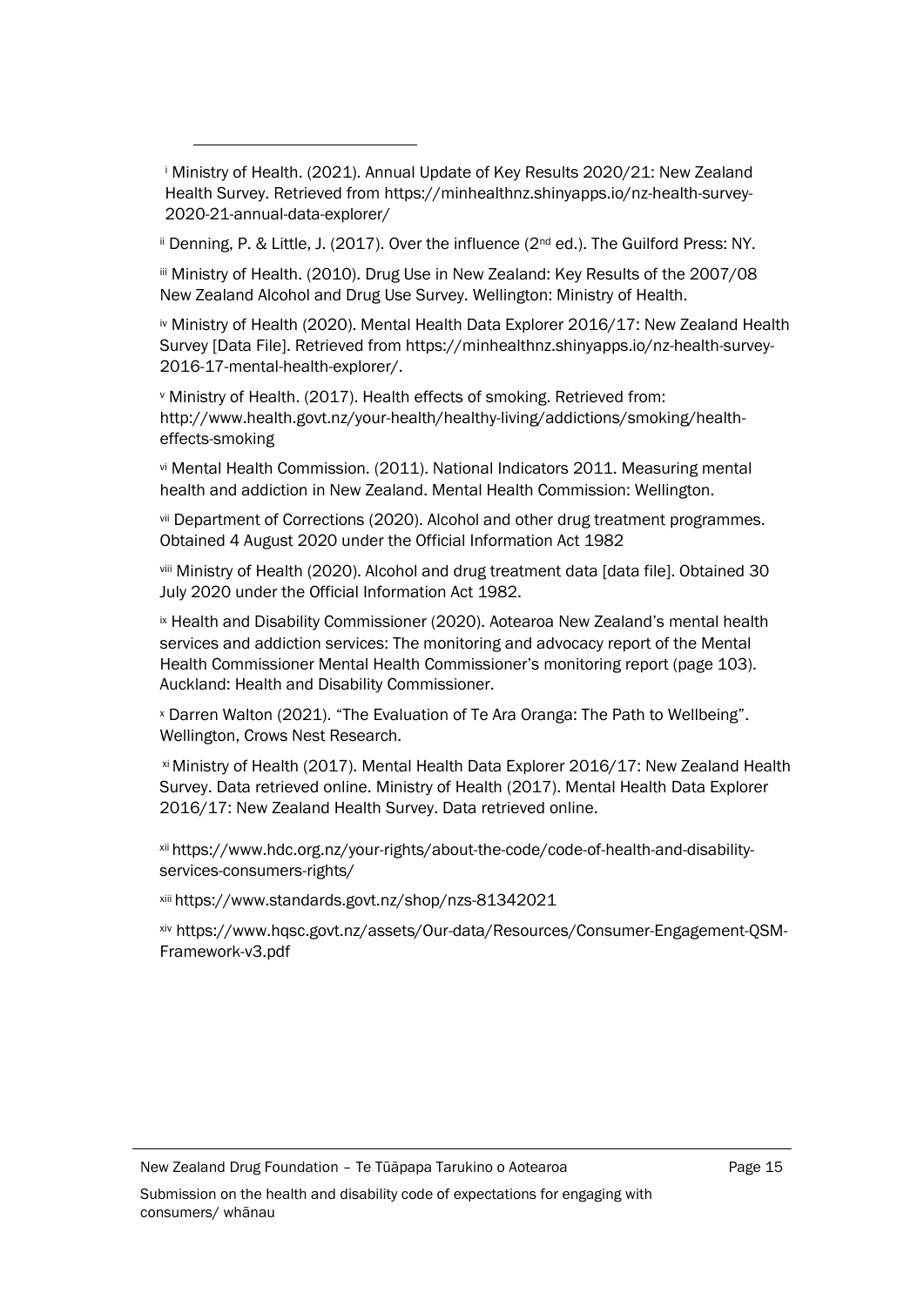[i] Ministry of Health. (2021). Annual Update of Key Results 2020/21: New Zealand Health Survey. Retrieved from https://minhealthnz.shinyapps.io/nz-health-survey-2020-21-annual-data-explorer/

[ii] Denning, P. & Little, J. (2017). Over the influence (2nd ed.). The Guilford Press: NY.

[iii] Ministry of Health. (2010). Drug Use in New Zealand: Key Results of the 2007/08 New Zealand Alcohol and Drug Use Survey. Wellington: Ministry of Health.

[iv] Ministry of Health (2020). Mental Health Data Explorer 2016/17: New Zealand Health Survey [Data File]. Retrieved from https://minhealthnz.shinyapps.io/nz-health-survey-2016-17-mental-health-explorer/.

[v] Ministry of Health. (2017). Health effects of smoking. Retrieved from: http://www.health.govt.nz/your-health/healthy-living/addictions/smoking/health-effects-smoking

[vi] Mental Health Commission. (2011). National Indicators 2011. Measuring mental health and addiction in New Zealand. Mental Health Commission: Wellington.

[vii] Department of Corrections (2020). Alcohol and other drug treatment programmes. Obtained 4 August 2020 under the Official Information Act 1982

[viii] Ministry of Health (2020). Alcohol and drug treatment data [data file]. Obtained 30 July 2020 under the Official Information Act 1982.

[ix] Health and Disability Commissioner (2020). Aotearoa New Zealand's mental health services and addiction services: The monitoring and advocacy report of the Mental Health Commissioner Mental Health Commissioner's monitoring report (page 103). Auckland: Health and Disability Commissioner.

[x] Darren Walton (2021). "The Evaluation of Te Ara Oranga: The Path to Wellbeing". Wellington, Crows Nest Research.

[xi] Ministry of Health (2017). Mental Health Data Explorer 2016/17: New Zealand Health Survey. Data retrieved online. Ministry of Health (2017). Mental Health Data Explorer 2016/17: New Zealand Health Survey. Data retrieved online.

[xii] https://www.hdc.org.nz/your-rights/about-the-code/code-of-health-and-disability-services-consumers-rights/

[xiii] https://www.standards.govt.nz/shop/nzs-81342021

[xiv] https://www.hqsc.govt.nz/assets/Our-data/Resources/Consumer-Engagement-QSM-Framework-v3.pdf